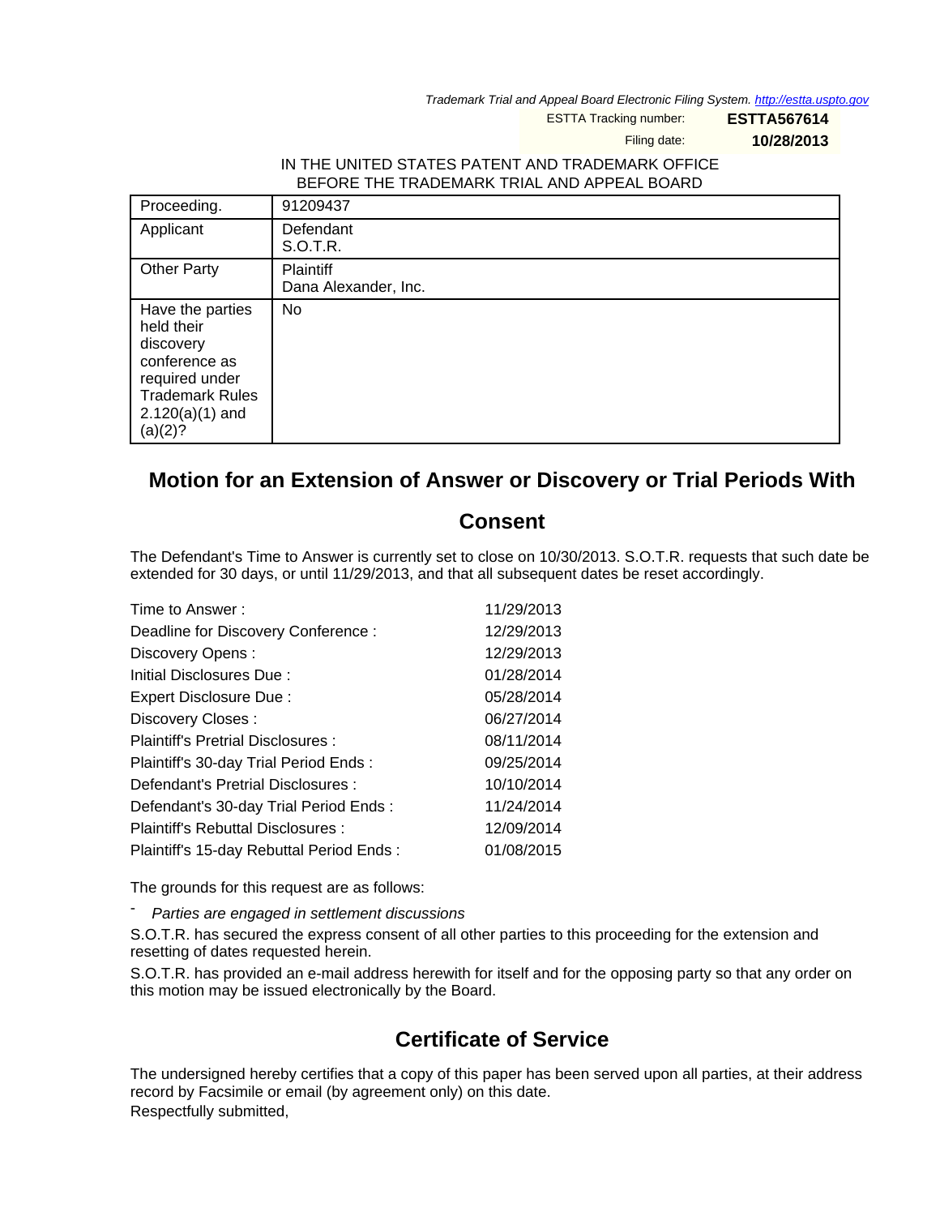Trademark Trial and Appeal Board Electronic Filing System. http://estta.uspto.gov

ESTTA Tracking number: **ESTTA567614**

Filing date: **10/28/2013**

IN THE UNITED STATES PATENT AND TRADEMARK OFFICE
BEFORE THE TRADEMARK TRIAL AND APPEAL BOARD

| Proceeding. | 91209437 |
|---|---|
| Applicant | Defendant<br>S.O.T.R. |
| Other Party | Plaintiff<br>Dana Alexander, Inc. |
| Have the parties held their discovery conference as required under Trademark Rules 2.120(a)(1) and (a)(2)? | No |

## Motion for an Extension of Answer or Discovery or Trial Periods With Consent

The Defendant's Time to Answer is currently set to close on 10/30/2013. S.O.T.R. requests that such date be extended for 30 days, or until 11/29/2013, and that all subsequent dates be reset accordingly.

| | |
|---|---|
| Time to Answer : | 11/29/2013 |
| Deadline for Discovery Conference : | 12/29/2013 |
| Discovery Opens : | 12/29/2013 |
| Initial Disclosures Due : | 01/28/2014 |
| Expert Disclosure Due : | 05/28/2014 |
| Discovery Closes : | 06/27/2014 |
| Plaintiff's Pretrial Disclosures : | 08/11/2014 |
| Plaintiff's 30-day Trial Period Ends : | 09/25/2014 |
| Defendant's Pretrial Disclosures : | 10/10/2014 |
| Defendant's 30-day Trial Period Ends : | 11/24/2014 |
| Plaintiff's Rebuttal Disclosures : | 12/09/2014 |
| Plaintiff's 15-day Rebuttal Period Ends : | 01/08/2015 |

The grounds for this request are as follows:

- *Parties are engaged in settlement discussions*

S.O.T.R. has secured the express consent of all other parties to this proceeding for the extension and resetting of dates requested herein.

S.O.T.R. has provided an e-mail address herewith for itself and for the opposing party so that any order on this motion may be issued electronically by the Board.

## Certificate of Service

The undersigned hereby certifies that a copy of this paper has been served upon all parties, at their address record by Facsimile or email (by agreement only) on this date.

Respectfully submitted,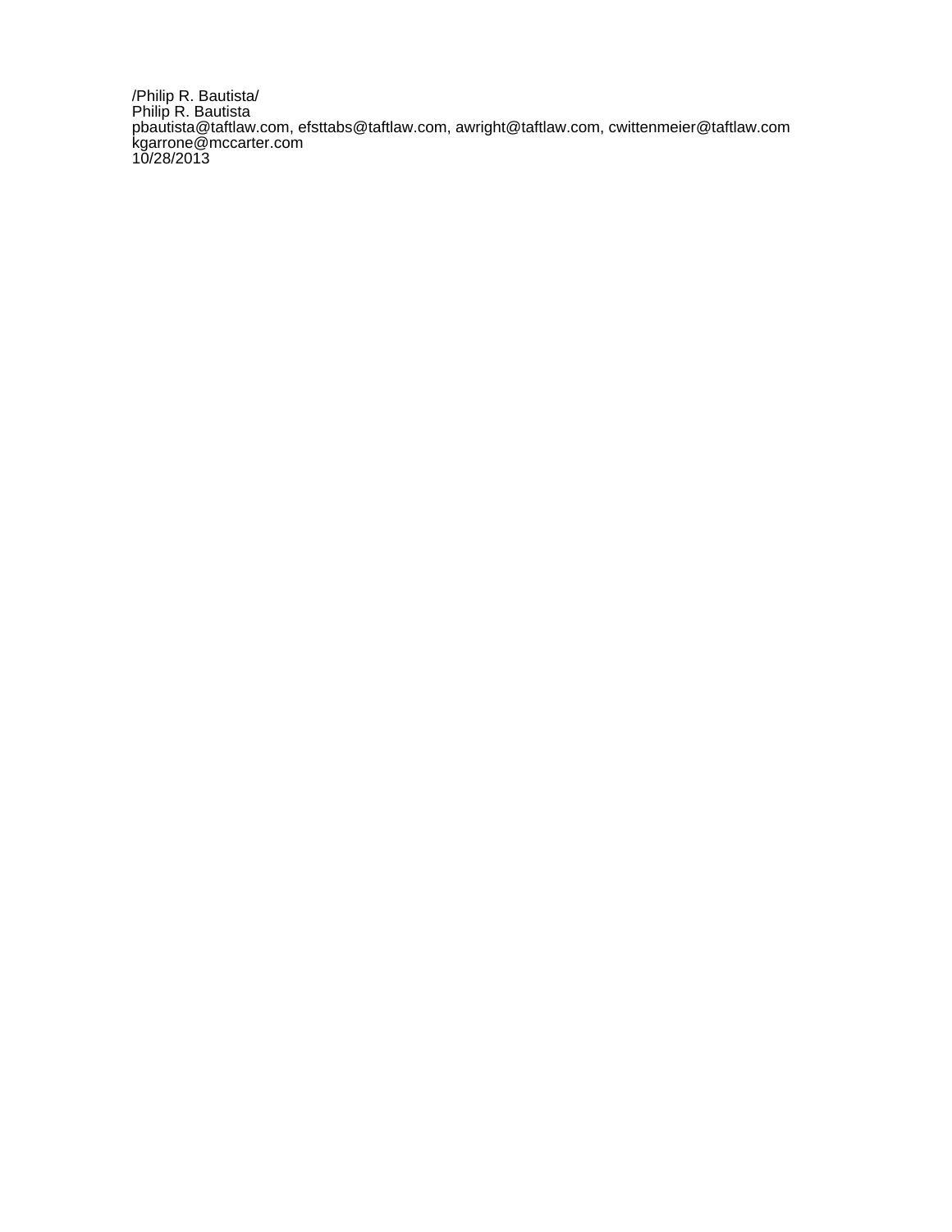/Philip R. Bautista/
Philip R. Bautista
pbautista@taftlaw.com, efsttabs@taftlaw.com, awright@taftlaw.com, cwittenmeier@taftlaw.com
kgarrone@mccarter.com
10/28/2013